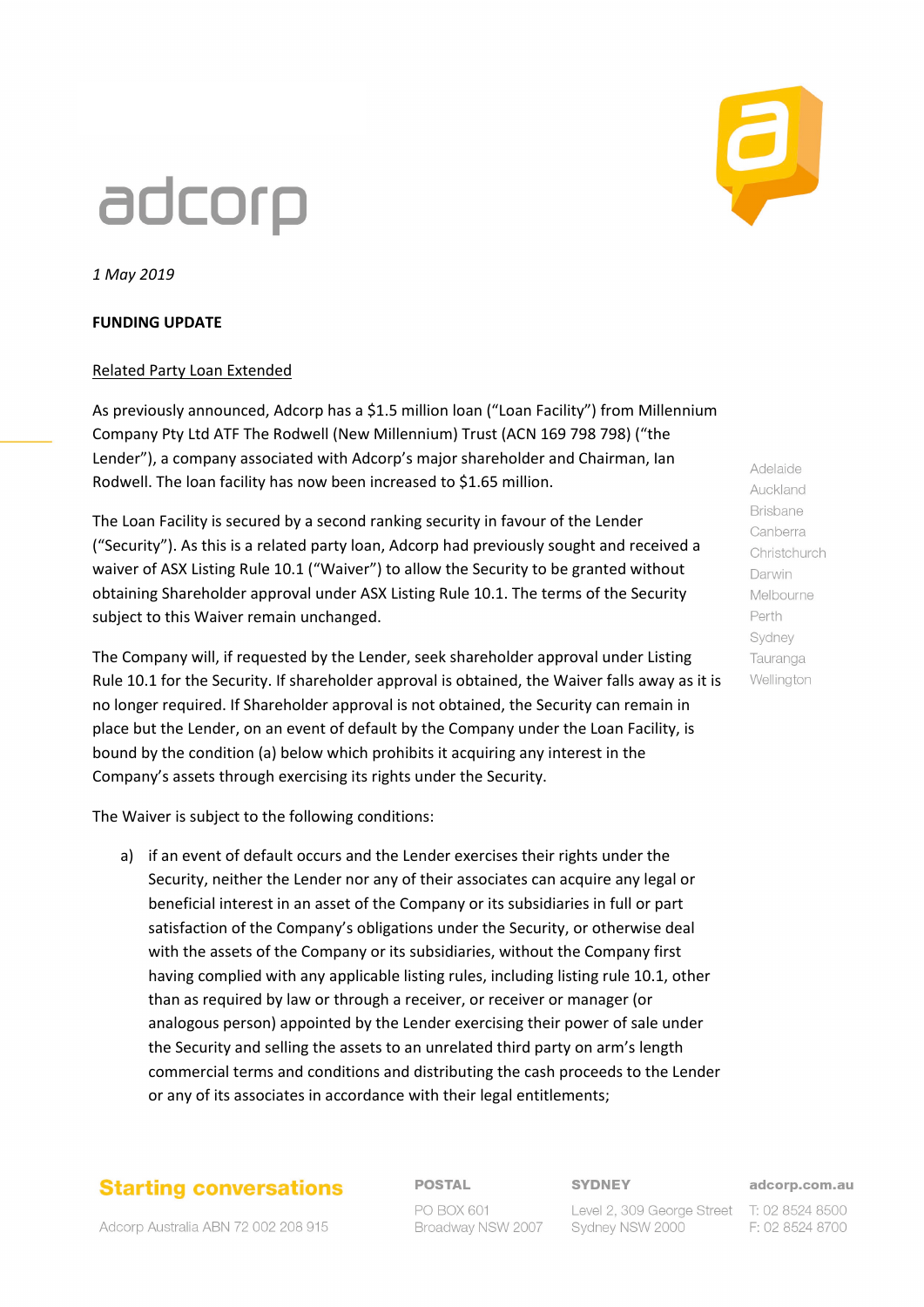adcorp

*1 May 2019*

**FUNDING UPDATE**

Related Party Loan Extended

As previously announced, Adcorp has a $1.5 million loan (“Loan Facility”) from Millennium Company Pty Ltd ATF The Rodwell (New Millennium) Trust (ACN 169 798 798) (“the Lender”), a company associated with Adcorp’s major shareholder and Chairman, Ian Rodwell. The loan facility has now been increased to $1.65 million.

The Loan Facility is secured by a second ranking security in favour of the Lender (“Security”). As this is a related party loan, Adcorp had previously sought and received a waiver of ASX Listing Rule 10.1 (“Waiver”) to allow the Security to be granted without obtaining Shareholder approval under ASX Listing Rule 10.1. The terms of the Security subject to this Waiver remain unchanged.

The Company will, if requested by the Lender, seek shareholder approval under Listing Rule 10.1 for the Security. If shareholder approval is obtained, the Waiver falls away as it is no longer required. If Shareholder approval is not obtained, the Security can remain in place but the Lender, on an event of default by the Company under the Loan Facility, is bound by the condition (a) below which prohibits it acquiring any interest in the Company’s assets through exercising its rights under the Security.

The Waiver is subject to the following conditions:

a) if an event of default occurs and the Lender exercises their rights under the Security, neither the Lender nor any of their associates can acquire any legal or beneficial interest in an asset of the Company or its subsidiaries in full or part satisfaction of the Company’s obligations under the Security, or otherwise deal with the assets of the Company or its subsidiaries, without the Company first having complied with any applicable listing rules, including listing rule 10.1, other than as required by law or through a receiver, or receiver or manager (or analogous person) appointed by the Lender exercising their power of sale under the Security and selling the assets to an unrelated third party on arm’s length commercial terms and conditions and distributing the cash proceeds to the Lender or any of its associates in accordance with their legal entitlements;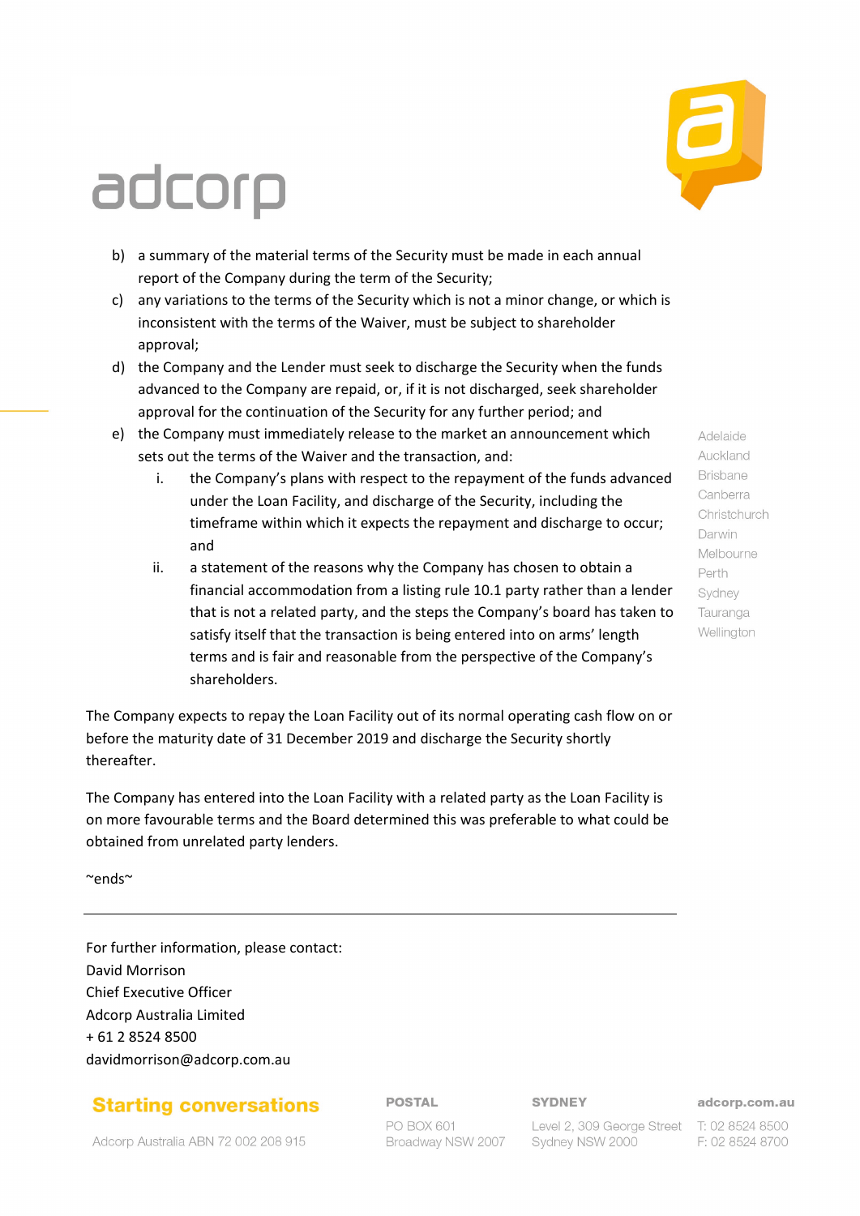b) a summary of the material terms of the Security must be made in each annual report of the Company during the term of the Security;

c) any variations to the terms of the Security which is not a minor change, or which is inconsistent with the terms of the Waiver, must be subject to shareholder approval;

d) the Company and the Lender must seek to discharge the Security when the funds advanced to the Company are repaid, or, if it is not discharged, seek shareholder approval for the continuation of the Security for any further period; and

e) the Company must immediately release to the market an announcement which sets out the terms of the Waiver and the transaction, and:

    i. the Company's plans with respect to the repayment of the funds advanced under the Loan Facility, and discharge of the Security, including the timeframe within which it expects the repayment and discharge to occur; and

    ii. a statement of the reasons why the Company has chosen to obtain a financial accommodation from a listing rule 10.1 party rather than a lender that is not a related party, and the steps the Company's board has taken to satisfy itself that the transaction is being entered into on arms' length terms and is fair and reasonable from the perspective of the Company's shareholders.

The Company expects to repay the Loan Facility out of its normal operating cash flow on or before the maturity date of 31 December 2019 and discharge the Security shortly thereafter.

The Company has entered into the Loan Facility with a related party as the Loan Facility is on more favourable terms and the Board determined this was preferable to what could be obtained from unrelated party lenders.

~ends~

---

For further information, please contact:
David Morrison
Chief Executive Officer
Adcorp Australia Limited
+ 61 2 8524 8500
davidmorrison@adcorp.com.au